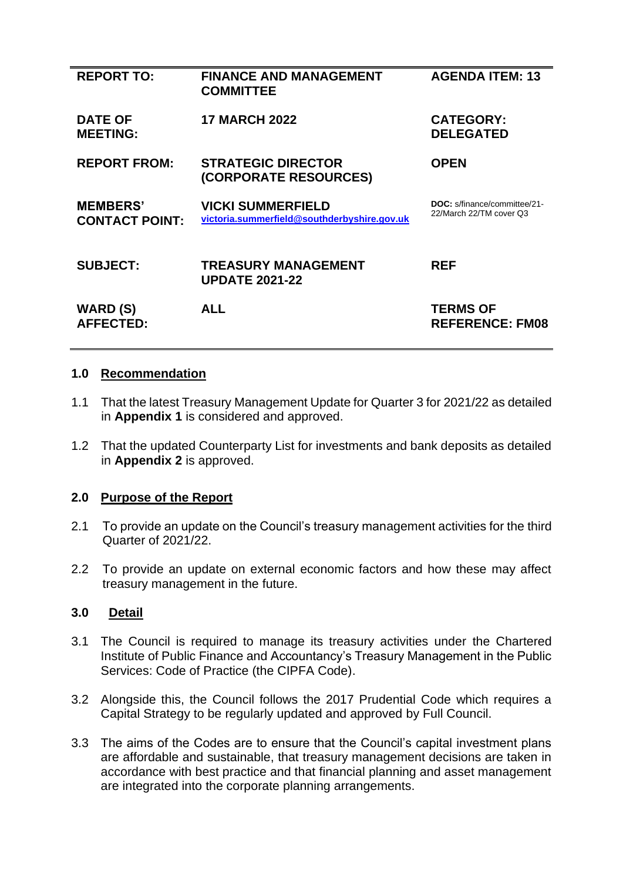| REPORT TO: | FINANCE AND MANAGEMENT COMMITTEE | AGENDA ITEM: 13 |
|---|---|---|
| DATE OF MEETING: | 17 MARCH 2022 | CATEGORY: DELEGATED |
| REPORT FROM: | STRATEGIC DIRECTOR (CORPORATE RESOURCES) | OPEN |
| MEMBERS' CONTACT POINT: | VICKI SUMMERFIELD victoria.summerfield@southderbyshire.gov.uk | DOC: s/finance/committee/21-22/March 22/TM cover Q3 |
| SUBJECT: | TREASURY MANAGEMENT UPDATE 2021-22 | REF |
| WARD (S) AFFECTED: | ALL | TERMS OF REFERENCE: FM08 |

## 1.0 Recommendation

1.1 That the latest Treasury Management Update for Quarter 3 for 2021/22 as detailed in **Appendix 1** is considered and approved.

1.2 That the updated Counterparty List for investments and bank deposits as detailed in **Appendix 2** is approved.

## 2.0 Purpose of the Report

2.1 To provide an update on the Council's treasury management activities for the third Quarter of 2021/22.

2.2 To provide an update on external economic factors and how these may affect treasury management in the future.

## 3.0 Detail

3.1 The Council is required to manage its treasury activities under the Chartered Institute of Public Finance and Accountancy's Treasury Management in the Public Services: Code of Practice (the CIPFA Code).

3.2 Alongside this, the Council follows the 2017 Prudential Code which requires a Capital Strategy to be regularly updated and approved by Full Council.

3.3 The aims of the Codes are to ensure that the Council's capital investment plans are affordable and sustainable, that treasury management decisions are taken in accordance with best practice and that financial planning and asset management are integrated into the corporate planning arrangements.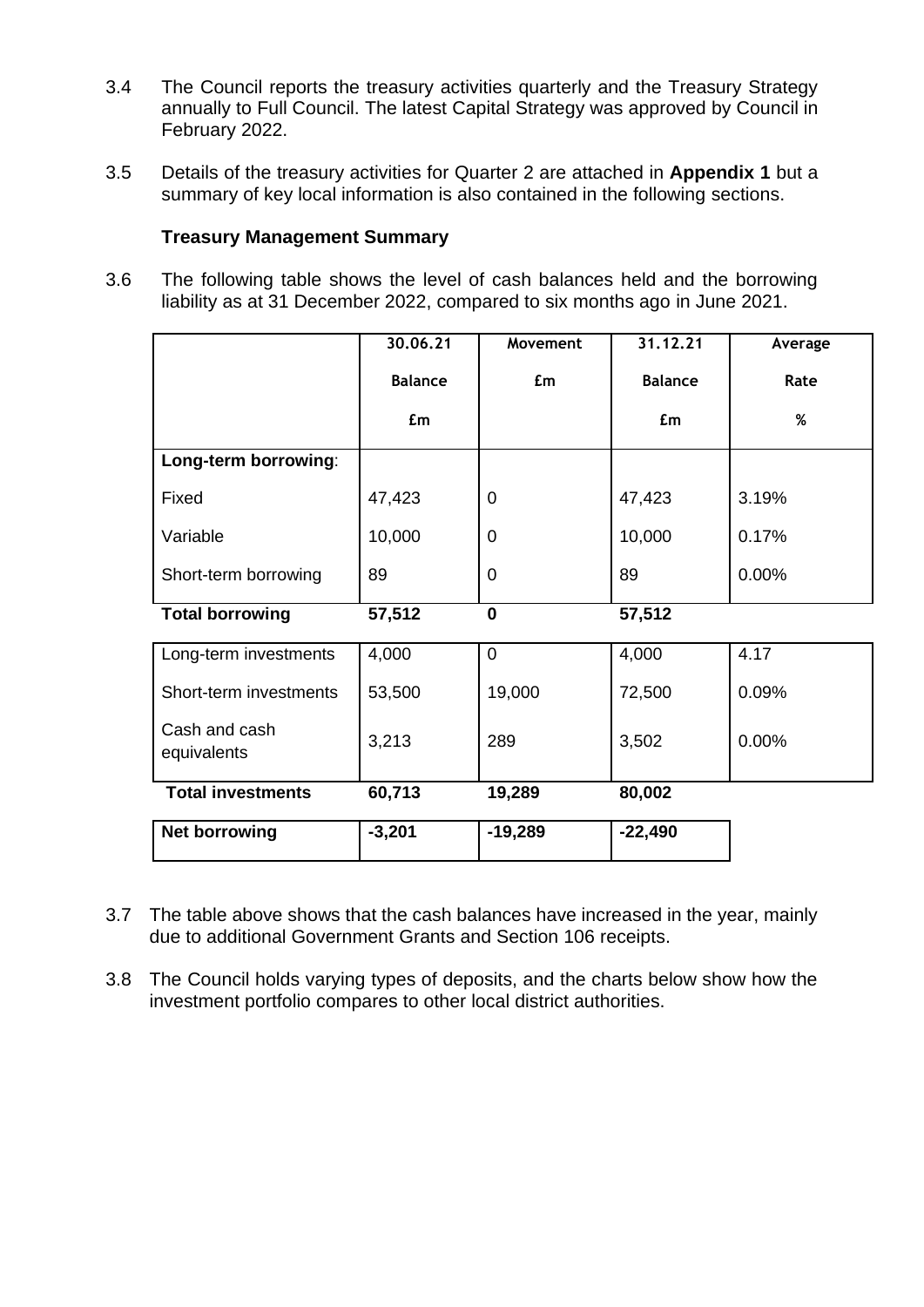3.4 The Council reports the treasury activities quarterly and the Treasury Strategy annually to Full Council. The latest Capital Strategy was approved by Council in February 2022.

3.5 Details of the treasury activities for Quarter 2 are attached in **Appendix 1** but a summary of key local information is also contained in the following sections.

**Treasury Management Summary**

3.6 The following table shows the level of cash balances held and the borrowing liability as at 31 December 2022, compared to six months ago in June 2021.

| | 30.06.21 Balance £m | Movement £m | 31.12.21 Balance £m | Average Rate % |
|---|---|---|---|---|
| **Long-term borrowing**: | | | | |
| Fixed | 47,423 | 0 | 47,423 | 3.19% |
| Variable | 10,000 | 0 | 10,000 | 0.17% |
| Short-term borrowing | 89 | 0 | 89 | 0.00% |
| **Total borrowing** | **57,512** | **0** | **57,512** | |
| Long-term investments | 4,000 | 0 | 4,000 | 4.17 |
| Short-term investments | 53,500 | 19,000 | 72,500 | 0.09% |
| Cash and cash equivalents | 3,213 | 289 | 3,502 | 0.00% |
| **Total investments** | **60,713** | **19,289** | **80,002** | |
| **Net borrowing** | **-3,201** | **-19,289** | **-22,490** | |

3.7 The table above shows that the cash balances have increased in the year, mainly due to additional Government Grants and Section 106 receipts.

3.8 The Council holds varying types of deposits, and the charts below show how the investment portfolio compares to other local district authorities.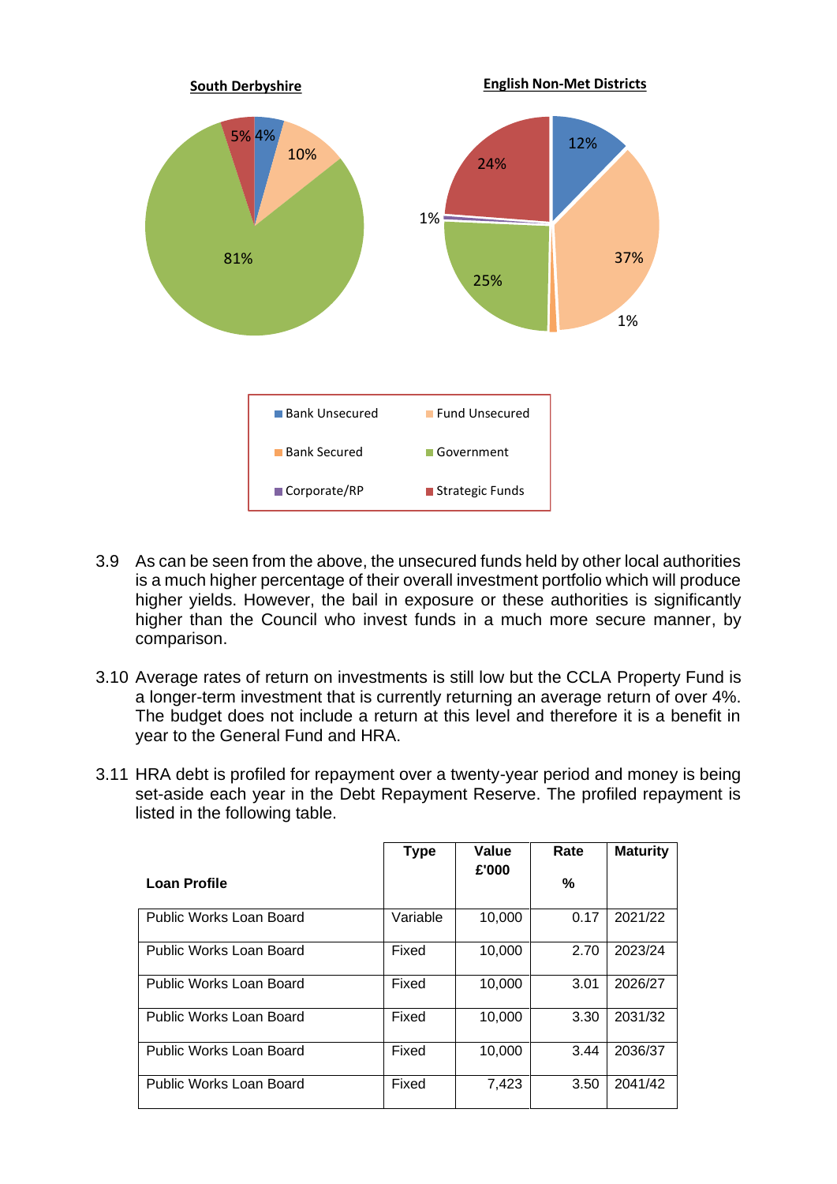**South Derbyshire**

**English Non-Met Districts**

| South Derbyshire | % |
|---|---|
| Bank Unsecured | 4% |
| Fund Unsecured | 10% |
| Government | 81% |
| Strategic Funds | 5% |

| English Non-Met Districts | % |
|---|---|
| Bank Unsecured | 12% |
| Fund Unsecured | 37% |
| Bank Secured | 1% |
| Government | 25% |
| Corporate/RP | 1% |
| Strategic Funds | 24% |

3.9 As can be seen from the above, the unsecured funds held by other local authorities is a much higher percentage of their overall investment portfolio which will produce higher yields. However, the bail in exposure or these authorities is significantly higher than the Council who invest funds in a much more secure manner, by comparison.

3.10 Average rates of return on investments is still low but the CCLA Property Fund is a longer-term investment that is currently returning an average return of over 4%. The budget does not include a return at this level and therefore it is a benefit in year to the General Fund and HRA.

3.11 HRA debt is profiled for repayment over a twenty-year period and money is being set-aside each year in the Debt Repayment Reserve. The profiled repayment is listed in the following table.

| Loan Profile | Type | Value £'000 | Rate % | Maturity |
|---|---|---|---|---|
| Public Works Loan Board | Variable | 10,000 | 0.17 | 2021/22 |
| Public Works Loan Board | Fixed | 10,000 | 2.70 | 2023/24 |
| Public Works Loan Board | Fixed | 10,000 | 3.01 | 2026/27 |
| Public Works Loan Board | Fixed | 10,000 | 3.30 | 2031/32 |
| Public Works Loan Board | Fixed | 10,000 | 3.44 | 2036/37 |
| Public Works Loan Board | Fixed | 7,423 | 3.50 | 2041/42 |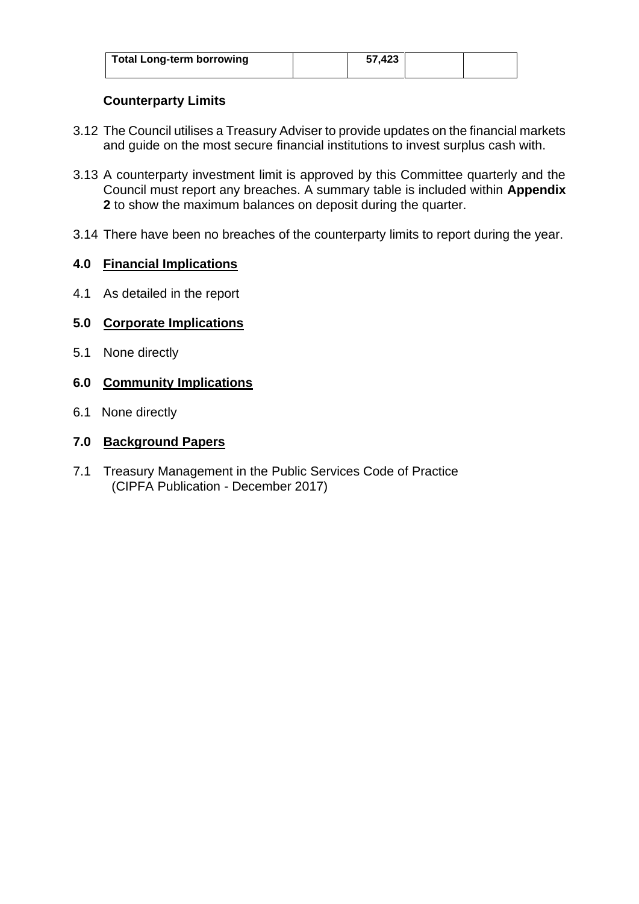| | | | | |
|---|---|---|---|---|
| **Total Long-term borrowing** | | **57,423** | | |

**Counterparty Limits**

3.12 The Council utilises a Treasury Adviser to provide updates on the financial markets and guide on the most secure financial institutions to invest surplus cash with.

3.13 A counterparty investment limit is approved by this Committee quarterly and the Council must report any breaches. A summary table is included within **Appendix 2** to show the maximum balances on deposit during the quarter.

3.14 There have been no breaches of the counterparty limits to report during the year.

## 4.0 Financial Implications

4.1 As detailed in the report

## 5.0 Corporate Implications

5.1 None directly

## 6.0 Community Implications

6.1 None directly

## 7.0 Background Papers

7.1 Treasury Management in the Public Services Code of Practice (CIPFA Publication - December 2017)